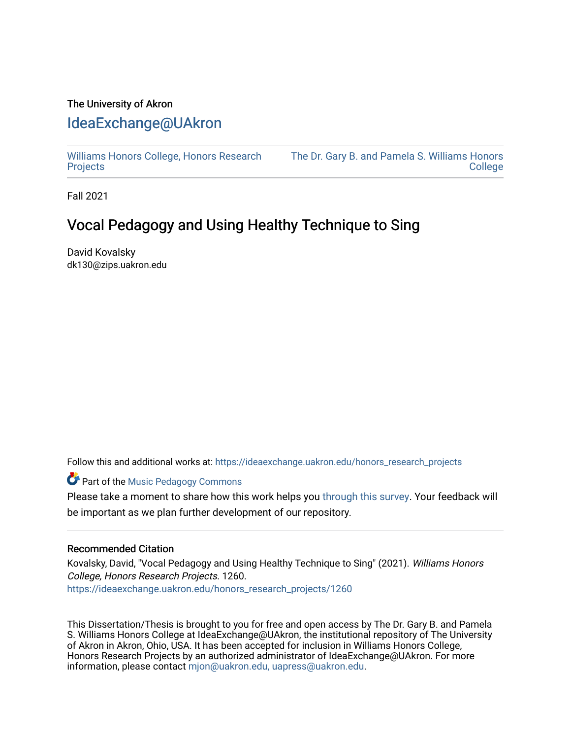The University of Akron

# IdeaExchange@UAkron

Williams Honors College, Honors Research Projects

The Dr. Gary B. and Pamela S. Williams Honors College

Fall 2021

## Vocal Pedagogy and Using Healthy Technique to Sing

David Kovalsky
dk130@zips.uakron.edu

Follow this and additional works at: https://ideaexchange.uakron.edu/honors_research_projects

Part of the Music Pedagogy Commons

Please take a moment to share how this work helps you through this survey. Your feedback will be important as we plan further development of our repository.

### Recommended Citation

Kovalsky, David, "Vocal Pedagogy and Using Healthy Technique to Sing" (2021). *Williams Honors College, Honors Research Projects*. 1260.
https://ideaexchange.uakron.edu/honors_research_projects/1260

This Dissertation/Thesis is brought to you for free and open access by The Dr. Gary B. and Pamela S. Williams Honors College at IdeaExchange@UAkron, the institutional repository of The University of Akron in Akron, Ohio, USA. It has been accepted for inclusion in Williams Honors College, Honors Research Projects by an authorized administrator of IdeaExchange@UAkron. For more information, please contact mjon@uakron.edu, uapress@uakron.edu.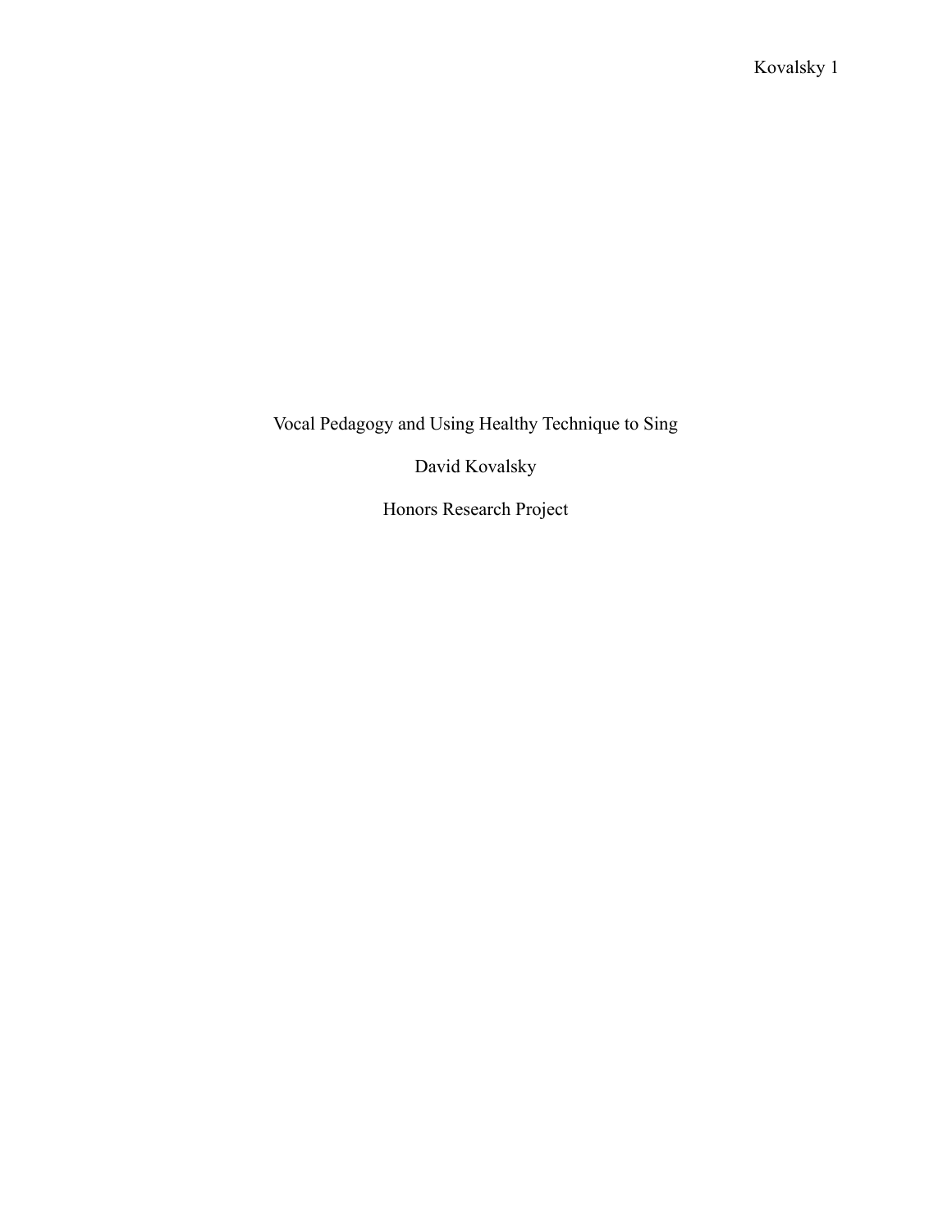# Vocal Pedagogy and Using Healthy Technique to Sing

David Kovalsky

Honors Research Project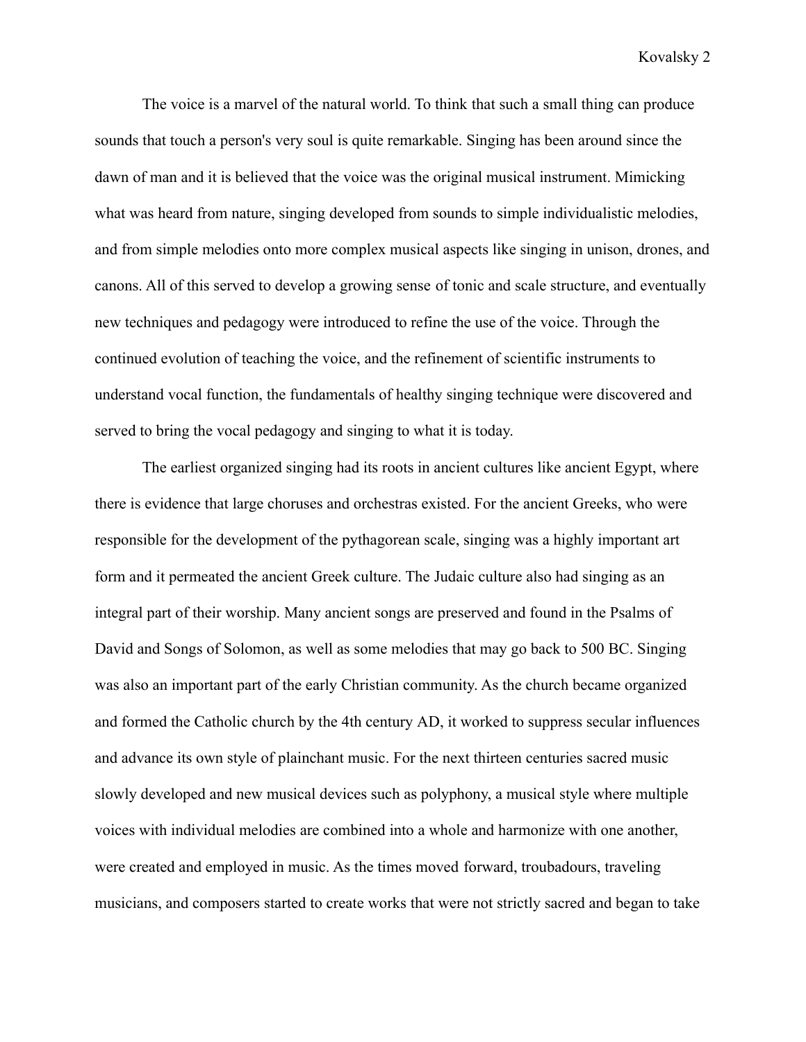The voice is a marvel of the natural world. To think that such a small thing can produce sounds that touch a person's very soul is quite remarkable. Singing has been around since the dawn of man and it is believed that the voice was the original musical instrument. Mimicking what was heard from nature, singing developed from sounds to simple individualistic melodies, and from simple melodies onto more complex musical aspects like singing in unison, drones, and canons. All of this served to develop a growing sense of tonic and scale structure, and eventually new techniques and pedagogy were introduced to refine the use of the voice. Through the continued evolution of teaching the voice, and the refinement of scientific instruments to understand vocal function, the fundamentals of healthy singing technique were discovered and served to bring the vocal pedagogy and singing to what it is today.

The earliest organized singing had its roots in ancient cultures like ancient Egypt, where there is evidence that large choruses and orchestras existed. For the ancient Greeks, who were responsible for the development of the pythagorean scale, singing was a highly important art form and it permeated the ancient Greek culture. The Judaic culture also had singing as an integral part of their worship. Many ancient songs are preserved and found in the Psalms of David and Songs of Solomon, as well as some melodies that may go back to 500 BC. Singing was also an important part of the early Christian community. As the church became organized and formed the Catholic church by the 4th century AD, it worked to suppress secular influences and advance its own style of plainchant music. For the next thirteen centuries sacred music slowly developed and new musical devices such as polyphony, a musical style where multiple voices with individual melodies are combined into a whole and harmonize with one another, were created and employed in music. As the times moved forward, troubadours, traveling musicians, and composers started to create works that were not strictly sacred and began to take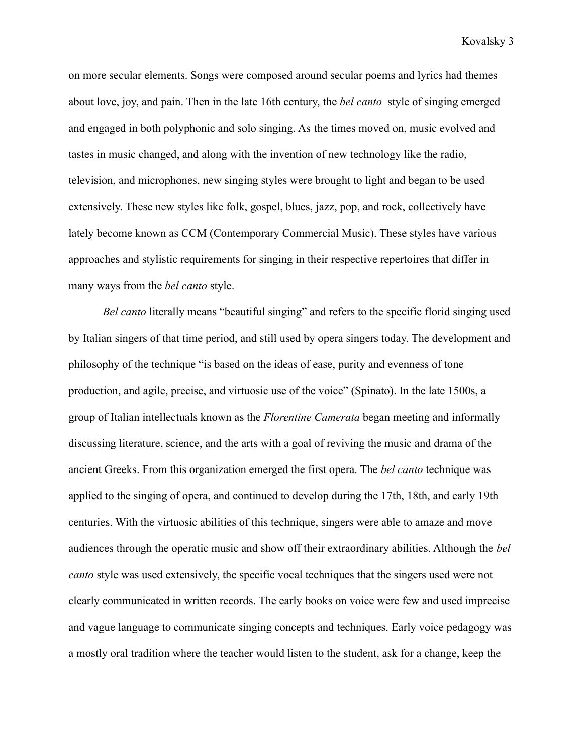on more secular elements. Songs were composed around secular poems and lyrics had themes about love, joy, and pain. Then in the late 16th century, the *bel canto* style of singing emerged and engaged in both polyphonic and solo singing. As the times moved on, music evolved and tastes in music changed, and along with the invention of new technology like the radio, television, and microphones, new singing styles were brought to light and began to be used extensively. These new styles like folk, gospel, blues, jazz, pop, and rock, collectively have lately become known as CCM (Contemporary Commercial Music). These styles have various approaches and stylistic requirements for singing in their respective repertoires that differ in many ways from the *bel canto* style.

*Bel canto* literally means "beautiful singing" and refers to the specific florid singing used by Italian singers of that time period, and still used by opera singers today. The development and philosophy of the technique "is based on the ideas of ease, purity and evenness of tone production, and agile, precise, and virtuosic use of the voice" (Spinato). In the late 1500s, a group of Italian intellectuals known as the *Florentine Camerata* began meeting and informally discussing literature, science, and the arts with a goal of reviving the music and drama of the ancient Greeks. From this organization emerged the first opera. The *bel canto* technique was applied to the singing of opera, and continued to develop during the 17th, 18th, and early 19th centuries. With the virtuosic abilities of this technique, singers were able to amaze and move audiences through the operatic music and show off their extraordinary abilities. Although the *bel canto* style was used extensively, the specific vocal techniques that the singers used were not clearly communicated in written records. The early books on voice were few and used imprecise and vague language to communicate singing concepts and techniques. Early voice pedagogy was a mostly oral tradition where the teacher would listen to the student, ask for a change, keep the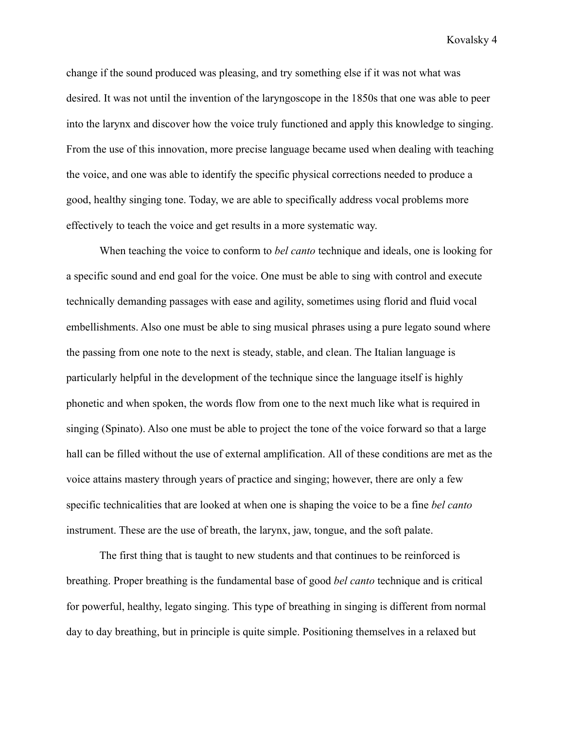change if the sound produced was pleasing, and try something else if it was not what was desired. It was not until the invention of the laryngoscope in the 1850s that one was able to peer into the larynx and discover how the voice truly functioned and apply this knowledge to singing. From the use of this innovation, more precise language became used when dealing with teaching the voice, and one was able to identify the specific physical corrections needed to produce a good, healthy singing tone. Today, we are able to specifically address vocal problems more effectively to teach the voice and get results in a more systematic way.

When teaching the voice to conform to *bel canto* technique and ideals, one is looking for a specific sound and end goal for the voice. One must be able to sing with control and execute technically demanding passages with ease and agility, sometimes using florid and fluid vocal embellishments. Also one must be able to sing musical phrases using a pure legato sound where the passing from one note to the next is steady, stable, and clean. The Italian language is particularly helpful in the development of the technique since the language itself is highly phonetic and when spoken, the words flow from one to the next much like what is required in singing (Spinato). Also one must be able to project the tone of the voice forward so that a large hall can be filled without the use of external amplification. All of these conditions are met as the voice attains mastery through years of practice and singing; however, there are only a few specific technicalities that are looked at when one is shaping the voice to be a fine *bel canto* instrument. These are the use of breath, the larynx, jaw, tongue, and the soft palate.

The first thing that is taught to new students and that continues to be reinforced is breathing. Proper breathing is the fundamental base of good *bel canto* technique and is critical for powerful, healthy, legato singing. This type of breathing in singing is different from normal day to day breathing, but in principle is quite simple. Positioning themselves in a relaxed but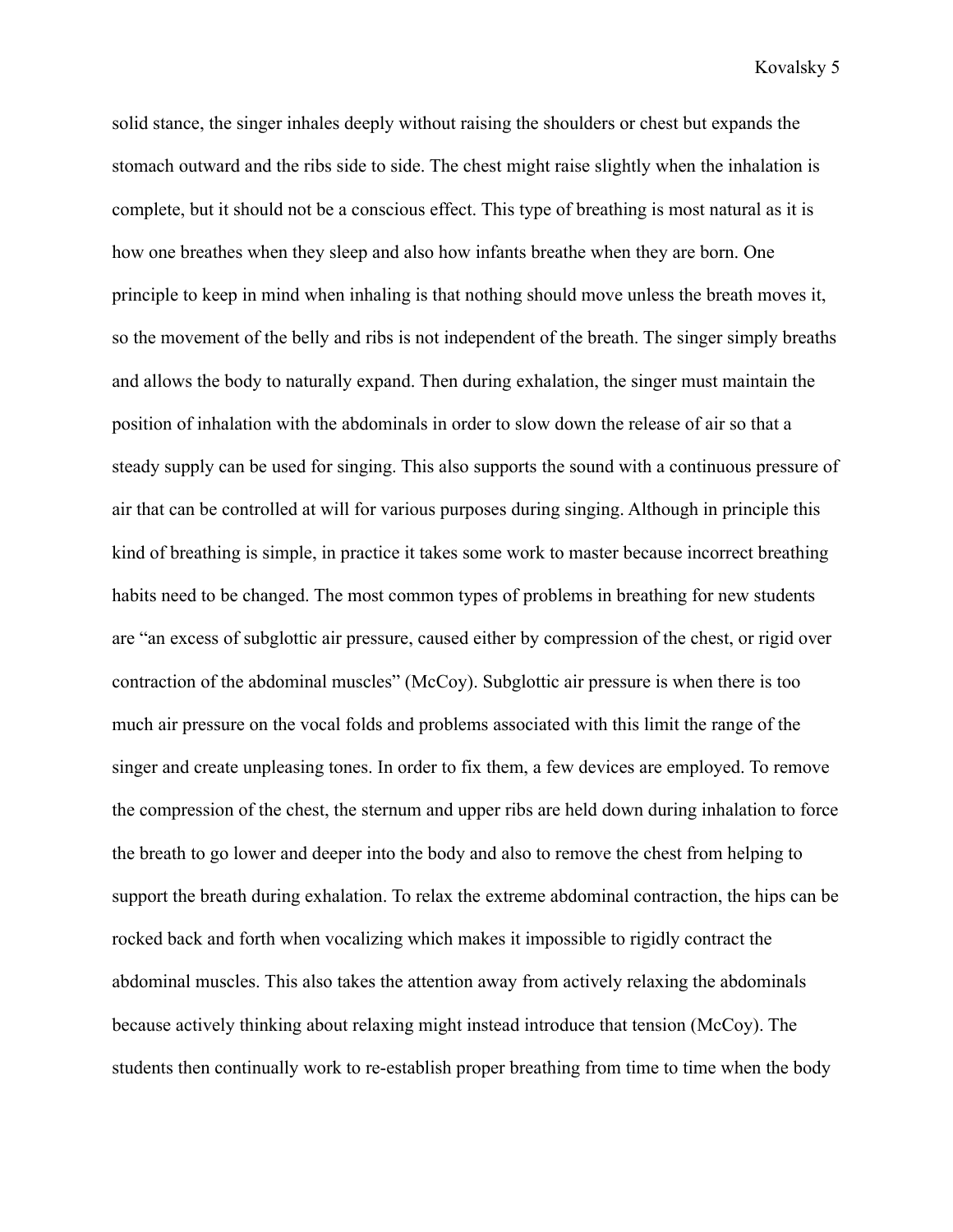solid stance, the singer inhales deeply without raising the shoulders or chest but expands the stomach outward and the ribs side to side. The chest might raise slightly when the inhalation is complete, but it should not be a conscious effect. This type of breathing is most natural as it is how one breathes when they sleep and also how infants breathe when they are born. One principle to keep in mind when inhaling is that nothing should move unless the breath moves it, so the movement of the belly and ribs is not independent of the breath. The singer simply breaths and allows the body to naturally expand. Then during exhalation, the singer must maintain the position of inhalation with the abdominals in order to slow down the release of air so that a steady supply can be used for singing. This also supports the sound with a continuous pressure of air that can be controlled at will for various purposes during singing. Although in principle this kind of breathing is simple, in practice it takes some work to master because incorrect breathing habits need to be changed. The most common types of problems in breathing for new students are "an excess of subglottic air pressure, caused either by compression of the chest, or rigid over contraction of the abdominal muscles" (McCoy). Subglottic air pressure is when there is too much air pressure on the vocal folds and problems associated with this limit the range of the singer and create unpleasing tones. In order to fix them, a few devices are employed. To remove the compression of the chest, the sternum and upper ribs are held down during inhalation to force the breath to go lower and deeper into the body and also to remove the chest from helping to support the breath during exhalation. To relax the extreme abdominal contraction, the hips can be rocked back and forth when vocalizing which makes it impossible to rigidly contract the abdominal muscles. This also takes the attention away from actively relaxing the abdominals because actively thinking about relaxing might instead introduce that tension (McCoy). The students then continually work to re-establish proper breathing from time to time when the body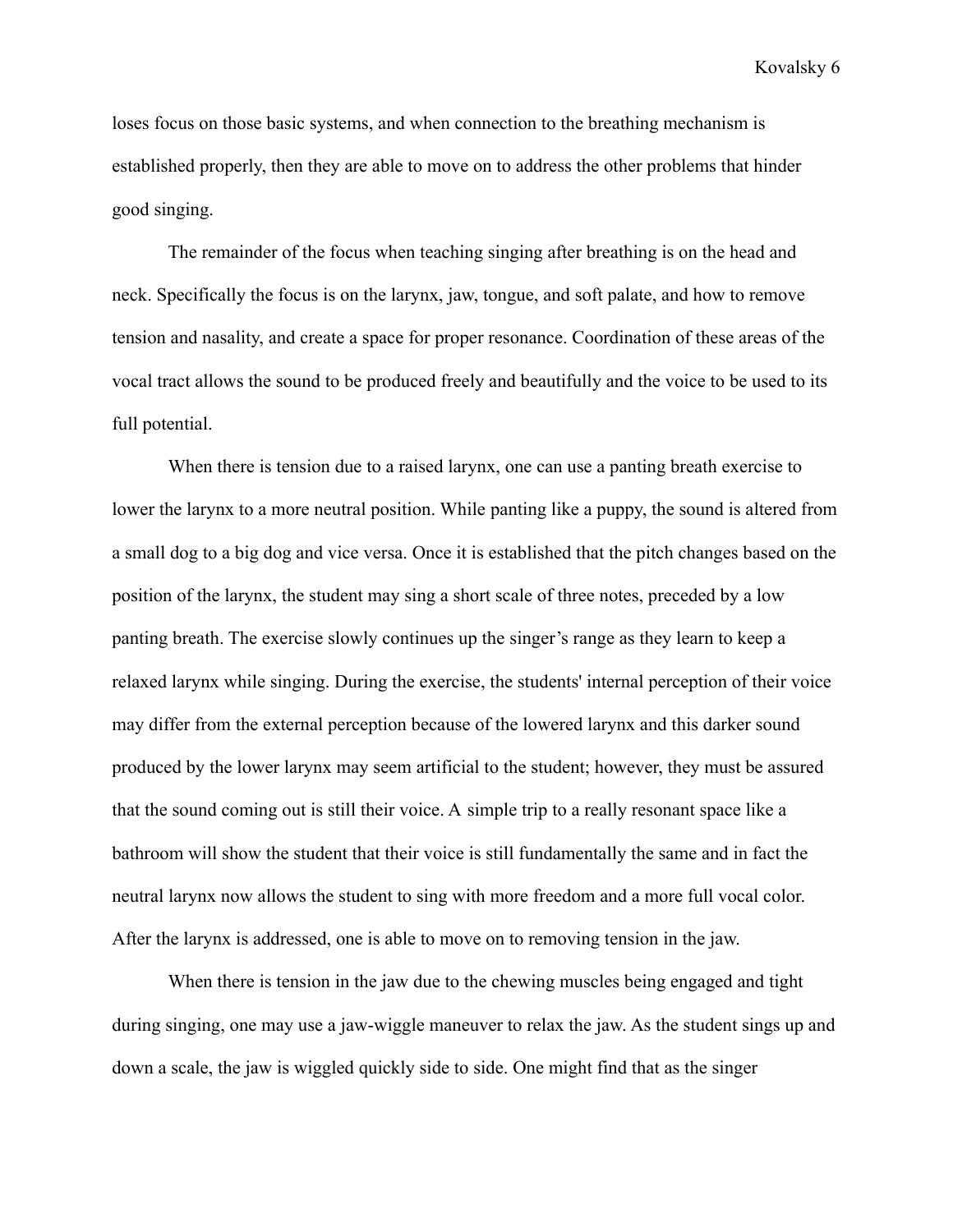loses focus on those basic systems, and when connection to the breathing mechanism is established properly, then they are able to move on to address the other problems that hinder good singing.

The remainder of the focus when teaching singing after breathing is on the head and neck. Specifically the focus is on the larynx, jaw, tongue, and soft palate, and how to remove tension and nasality, and create a space for proper resonance. Coordination of these areas of the vocal tract allows the sound to be produced freely and beautifully and the voice to be used to its full potential.

When there is tension due to a raised larynx, one can use a panting breath exercise to lower the larynx to a more neutral position. While panting like a puppy, the sound is altered from a small dog to a big dog and vice versa. Once it is established that the pitch changes based on the position of the larynx, the student may sing a short scale of three notes, preceded by a low panting breath. The exercise slowly continues up the singer's range as they learn to keep a relaxed larynx while singing. During the exercise, the students' internal perception of their voice may differ from the external perception because of the lowered larynx and this darker sound produced by the lower larynx may seem artificial to the student; however, they must be assured that the sound coming out is still their voice. A simple trip to a really resonant space like a bathroom will show the student that their voice is still fundamentally the same and in fact the neutral larynx now allows the student to sing with more freedom and a more full vocal color. After the larynx is addressed, one is able to move on to removing tension in the jaw.

When there is tension in the jaw due to the chewing muscles being engaged and tight during singing, one may use a jaw-wiggle maneuver to relax the jaw. As the student sings up and down a scale, the jaw is wiggled quickly side to side. One might find that as the singer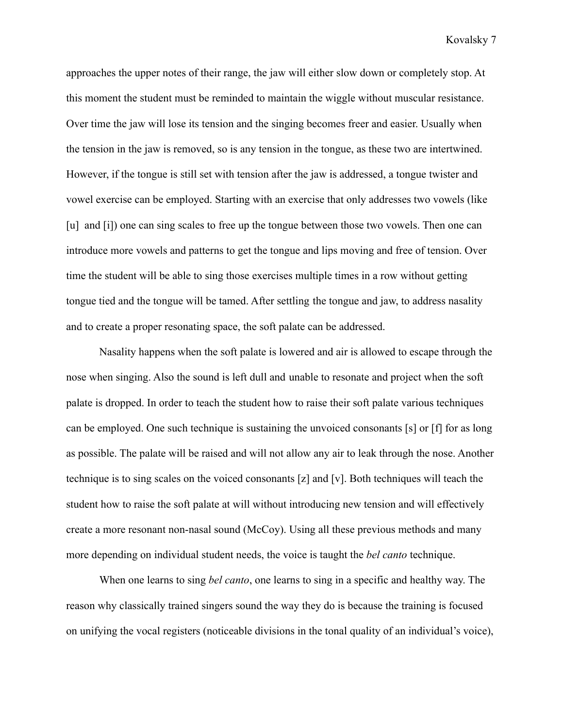approaches the upper notes of their range, the jaw will either slow down or completely stop. At this moment the student must be reminded to maintain the wiggle without muscular resistance. Over time the jaw will lose its tension and the singing becomes freer and easier. Usually when the tension in the jaw is removed, so is any tension in the tongue, as these two are intertwined. However, if the tongue is still set with tension after the jaw is addressed, a tongue twister and vowel exercise can be employed. Starting with an exercise that only addresses two vowels (like [u] and [i]) one can sing scales to free up the tongue between those two vowels. Then one can introduce more vowels and patterns to get the tongue and lips moving and free of tension. Over time the student will be able to sing those exercises multiple times in a row without getting tongue tied and the tongue will be tamed. After settling the tongue and jaw, to address nasality and to create a proper resonating space, the soft palate can be addressed.

Nasality happens when the soft palate is lowered and air is allowed to escape through the nose when singing. Also the sound is left dull and unable to resonate and project when the soft palate is dropped. In order to teach the student how to raise their soft palate various techniques can be employed. One such technique is sustaining the unvoiced consonants [s] or [f] for as long as possible. The palate will be raised and will not allow any air to leak through the nose. Another technique is to sing scales on the voiced consonants [z] and [v]. Both techniques will teach the student how to raise the soft palate at will without introducing new tension and will effectively create a more resonant non-nasal sound (McCoy). Using all these previous methods and many more depending on individual student needs, the voice is taught the *bel canto* technique.

When one learns to sing *bel canto*, one learns to sing in a specific and healthy way. The reason why classically trained singers sound the way they do is because the training is focused on unifying the vocal registers (noticeable divisions in the tonal quality of an individual's voice),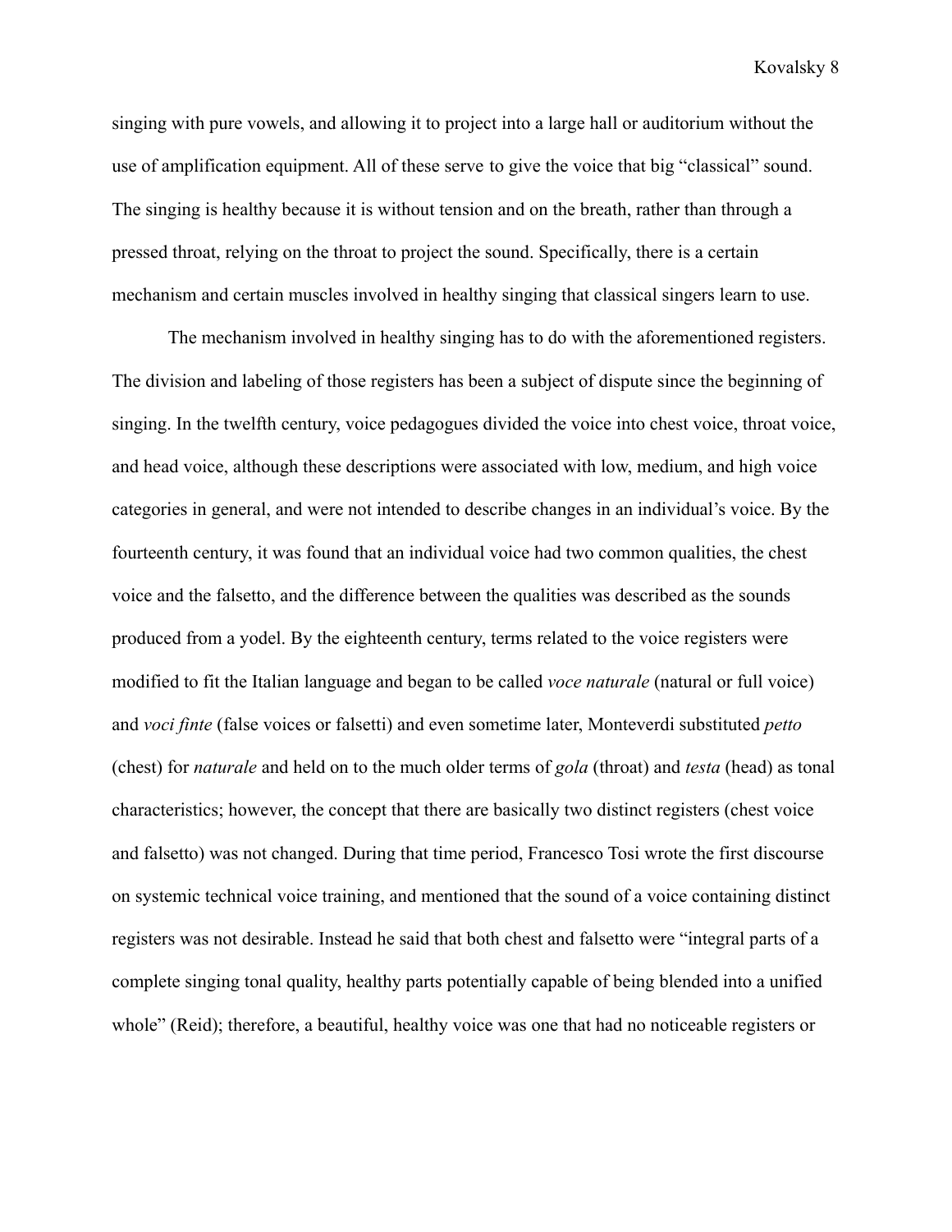singing with pure vowels, and allowing it to project into a large hall or auditorium without the use of amplification equipment. All of these serve to give the voice that big "classical" sound. The singing is healthy because it is without tension and on the breath, rather than through a pressed throat, relying on the throat to project the sound. Specifically, there is a certain mechanism and certain muscles involved in healthy singing that classical singers learn to use.

The mechanism involved in healthy singing has to do with the aforementioned registers. The division and labeling of those registers has been a subject of dispute since the beginning of singing. In the twelfth century, voice pedagogues divided the voice into chest voice, throat voice, and head voice, although these descriptions were associated with low, medium, and high voice categories in general, and were not intended to describe changes in an individual's voice. By the fourteenth century, it was found that an individual voice had two common qualities, the chest voice and the falsetto, and the difference between the qualities was described as the sounds produced from a yodel. By the eighteenth century, terms related to the voice registers were modified to fit the Italian language and began to be called *voce naturale* (natural or full voice) and *voci finte* (false voices or falsetti) and even sometime later, Monteverdi substituted *petto* (chest) for *naturale* and held on to the much older terms of *gola* (throat) and *testa* (head) as tonal characteristics; however, the concept that there are basically two distinct registers (chest voice and falsetto) was not changed. During that time period, Francesco Tosi wrote the first discourse on systemic technical voice training, and mentioned that the sound of a voice containing distinct registers was not desirable. Instead he said that both chest and falsetto were "integral parts of a complete singing tonal quality, healthy parts potentially capable of being blended into a unified whole" (Reid); therefore, a beautiful, healthy voice was one that had no noticeable registers or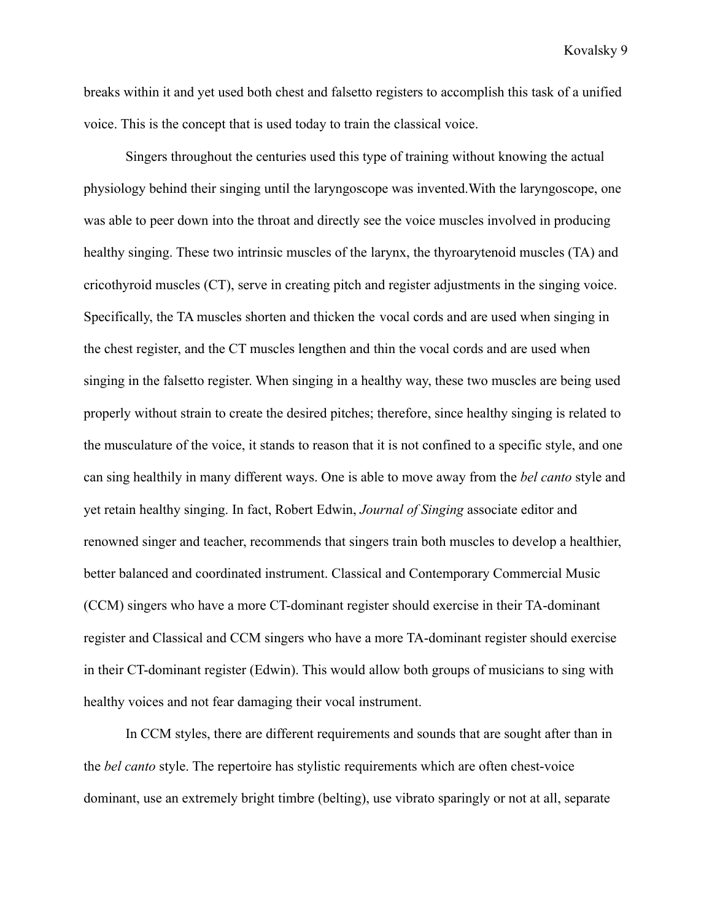breaks within it and yet used both chest and falsetto registers to accomplish this task of a unified voice. This is the concept that is used today to train the classical voice.

Singers throughout the centuries used this type of training without knowing the actual physiology behind their singing until the laryngoscope was invented.With the laryngoscope, one was able to peer down into the throat and directly see the voice muscles involved in producing healthy singing. These two intrinsic muscles of the larynx, the thyroarytenoid muscles (TA) and cricothyroid muscles (CT), serve in creating pitch and register adjustments in the singing voice. Specifically, the TA muscles shorten and thicken the vocal cords and are used when singing in the chest register, and the CT muscles lengthen and thin the vocal cords and are used when singing in the falsetto register. When singing in a healthy way, these two muscles are being used properly without strain to create the desired pitches; therefore, since healthy singing is related to the musculature of the voice, it stands to reason that it is not confined to a specific style, and one can sing healthily in many different ways. One is able to move away from the *bel canto* style and yet retain healthy singing. In fact, Robert Edwin, *Journal of Singing* associate editor and renowned singer and teacher, recommends that singers train both muscles to develop a healthier, better balanced and coordinated instrument. Classical and Contemporary Commercial Music (CCM) singers who have a more CT-dominant register should exercise in their TA-dominant register and Classical and CCM singers who have a more TA-dominant register should exercise in their CT-dominant register (Edwin). This would allow both groups of musicians to sing with healthy voices and not fear damaging their vocal instrument.

In CCM styles, there are different requirements and sounds that are sought after than in the *bel canto* style. The repertoire has stylistic requirements which are often chest-voice dominant, use an extremely bright timbre (belting), use vibrato sparingly or not at all, separate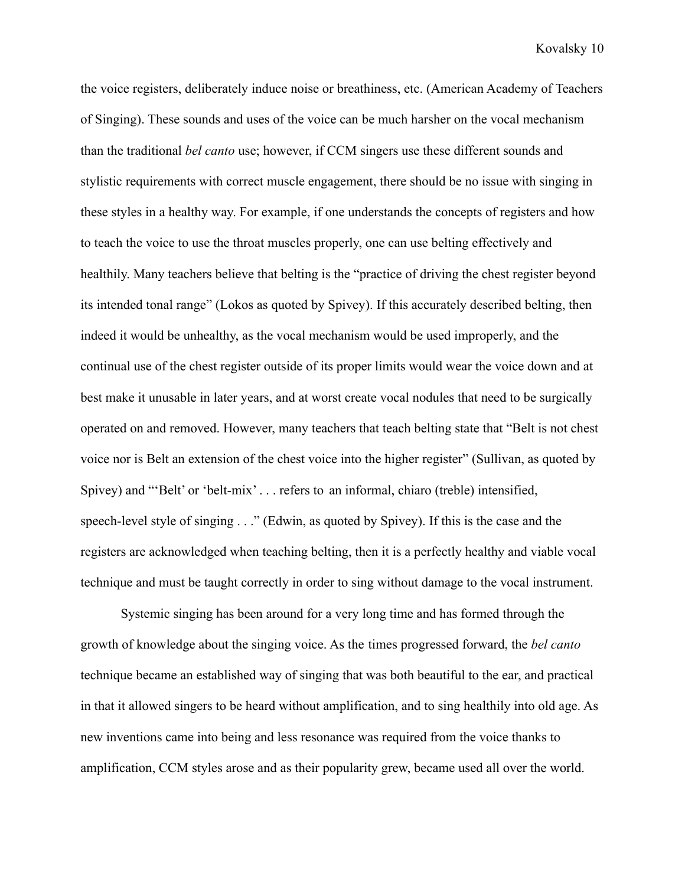the voice registers, deliberately induce noise or breathiness, etc. (American Academy of Teachers of Singing). These sounds and uses of the voice can be much harsher on the vocal mechanism than the traditional *bel canto* use; however, if CCM singers use these different sounds and stylistic requirements with correct muscle engagement, there should be no issue with singing in these styles in a healthy way. For example, if one understands the concepts of registers and how to teach the voice to use the throat muscles properly, one can use belting effectively and healthily. Many teachers believe that belting is the "practice of driving the chest register beyond its intended tonal range" (Lokos as quoted by Spivey). If this accurately described belting, then indeed it would be unhealthy, as the vocal mechanism would be used improperly, and the continual use of the chest register outside of its proper limits would wear the voice down and at best make it unusable in later years, and at worst create vocal nodules that need to be surgically operated on and removed. However, many teachers that teach belting state that "Belt is not chest voice nor is Belt an extension of the chest voice into the higher register" (Sullivan, as quoted by Spivey) and "'Belt' or 'belt-mix' . . . refers to an informal, chiaro (treble) intensified, speech-level style of singing . . ." (Edwin, as quoted by Spivey). If this is the case and the registers are acknowledged when teaching belting, then it is a perfectly healthy and viable vocal technique and must be taught correctly in order to sing without damage to the vocal instrument.

Systemic singing has been around for a very long time and has formed through the growth of knowledge about the singing voice. As the times progressed forward, the *bel canto* technique became an established way of singing that was both beautiful to the ear, and practical in that it allowed singers to be heard without amplification, and to sing healthily into old age. As new inventions came into being and less resonance was required from the voice thanks to amplification, CCM styles arose and as their popularity grew, became used all over the world.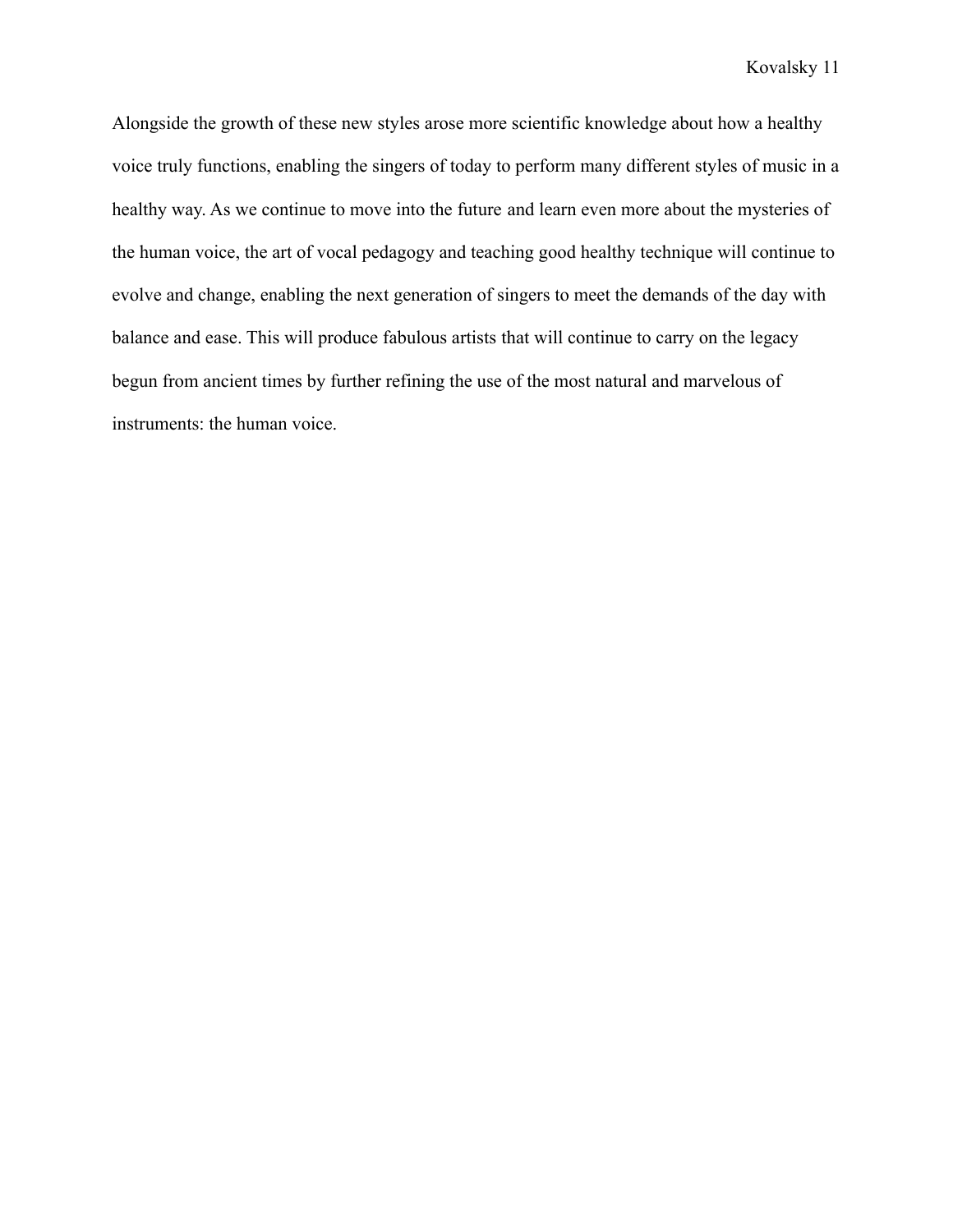Alongside the growth of these new styles arose more scientific knowledge about how a healthy voice truly functions, enabling the singers of today to perform many different styles of music in a healthy way. As we continue to move into the future and learn even more about the mysteries of the human voice, the art of vocal pedagogy and teaching good healthy technique will continue to evolve and change, enabling the next generation of singers to meet the demands of the day with balance and ease. This will produce fabulous artists that will continue to carry on the legacy begun from ancient times by further refining the use of the most natural and marvelous of instruments: the human voice.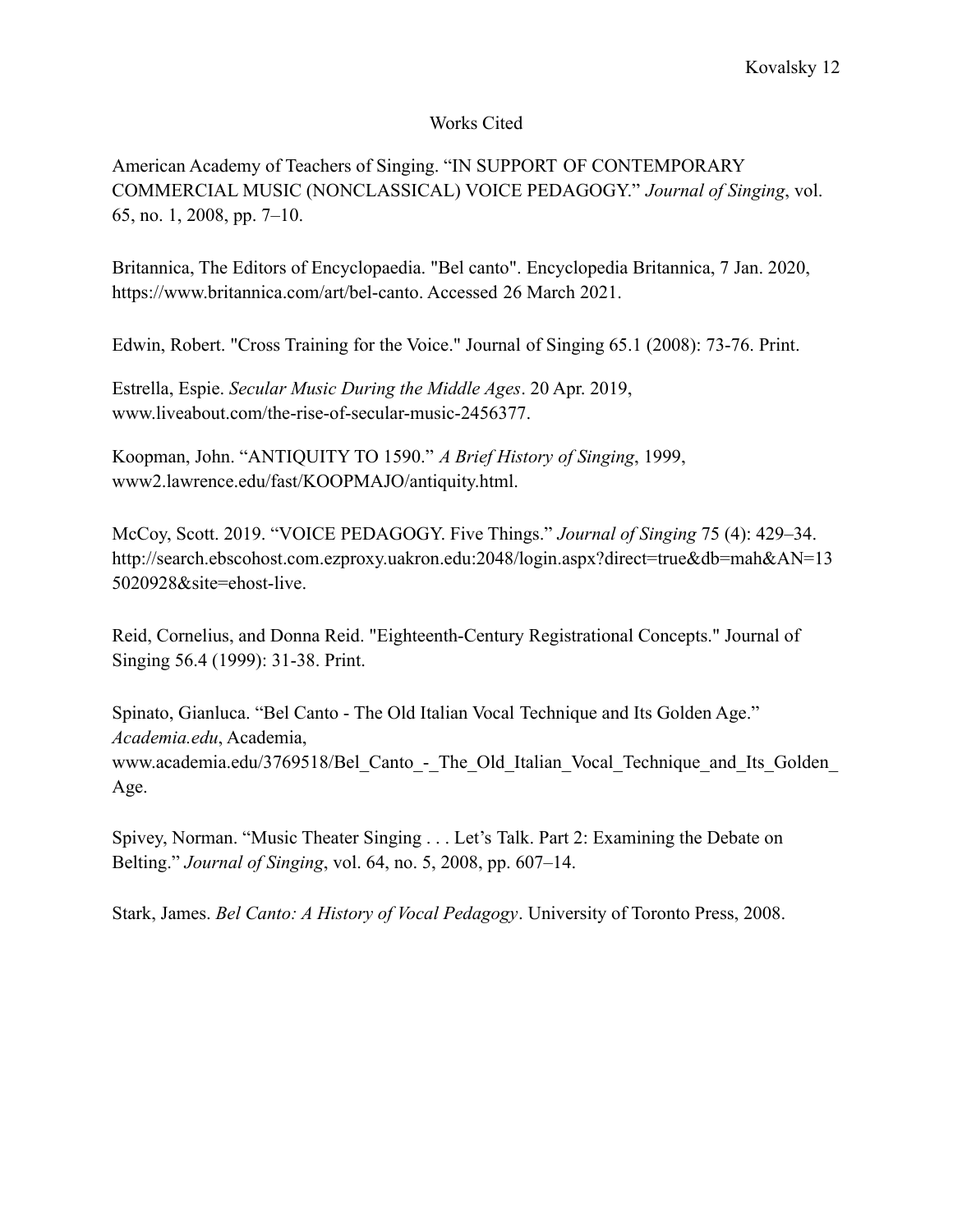# Works Cited

American Academy of Teachers of Singing. “IN SUPPORT OF CONTEMPORARY COMMERCIAL MUSIC (NONCLASSICAL) VOICE PEDAGOGY.” *Journal of Singing*, vol. 65, no. 1, 2008, pp. 7–10.

Britannica, The Editors of Encyclopaedia. "Bel canto". Encyclopedia Britannica, 7 Jan. 2020, https://www.britannica.com/art/bel-canto. Accessed 26 March 2021.

Edwin, Robert. "Cross Training for the Voice." Journal of Singing 65.1 (2008): 73-76. Print.

Estrella, Espie. *Secular Music During the Middle Ages*. 20 Apr. 2019, www.liveabout.com/the-rise-of-secular-music-2456377.

Koopman, John. “ANTIQUITY TO 1590.” *A Brief History of Singing*, 1999, www2.lawrence.edu/fast/KOOPMAJO/antiquity.html.

McCoy, Scott. 2019. “VOICE PEDAGOGY. Five Things.” *Journal of Singing* 75 (4): 429–34. http://search.ebscohost.com.ezproxy.uakron.edu:2048/login.aspx?direct=true&db=mah&AN=135020928&site=ehost-live.

Reid, Cornelius, and Donna Reid. "Eighteenth-Century Registrational Concepts." Journal of Singing 56.4 (1999): 31-38. Print.

Spinato, Gianluca. “Bel Canto - The Old Italian Vocal Technique and Its Golden Age.” *Academia.edu*, Academia, www.academia.edu/3769518/Bel_Canto_-_The_Old_Italian_Vocal_Technique_and_Its_Golden_Age.

Spivey, Norman. “Music Theater Singing . . . Let’s Talk. Part 2: Examining the Debate on Belting.” *Journal of Singing*, vol. 64, no. 5, 2008, pp. 607–14.

Stark, James. *Bel Canto: A History of Vocal Pedagogy*. University of Toronto Press, 2008.